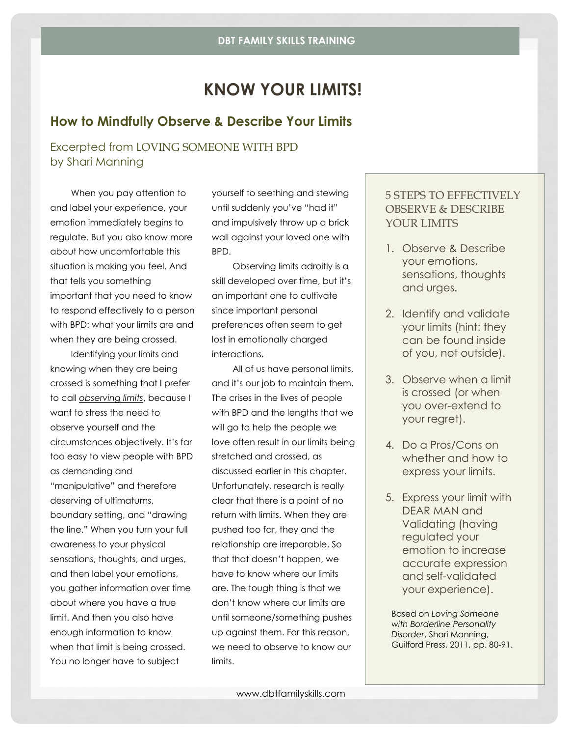DBT FAMILY SKILLS TRAINING

# KNOW YOUR LIMITS!

## How to Mindfully Observe & Describe Your Limits

Excerpted from LOVING SOMEONE WITH BPD
by Shari Manning

When you pay attention to and label your experience, your emotion immediately begins to regulate. But you also know more about how uncomfortable this situation is making you feel. And that tells you something important that you need to know to respond effectively to a person with BPD: what your limits are and when they are being crossed.

Identifying your limits and knowing when they are being crossed is something that I prefer to call *observing limits*, because I want to stress the need to observe yourself and the circumstances objectively. It's far too easy to view people with BPD as demanding and "manipulative" and therefore deserving of ultimatums, boundary setting, and "drawing the line." When you turn your full awareness to your physical sensations, thoughts, and urges, and then label your emotions, you gather information over time about where you have a true limit. And then you also have enough information to know when that limit is being crossed. You no longer have to subject yourself to seething and stewing until suddenly you've "had it" and impulsively throw up a brick wall against your loved one with BPD.

Observing limits adroitly is a skill developed over time, but it's an important one to cultivate since important personal preferences often seem to get lost in emotionally charged interactions.

All of us have personal limits, and it's our job to maintain them. The crises in the lives of people with BPD and the lengths that we will go to help the people we love often result in our limits being stretched and crossed, as discussed earlier in this chapter. Unfortunately, research is really clear that there is a point of no return with limits. When they are pushed too far, they and the relationship are irreparable. So that that doesn't happen, we have to know where our limits are. The tough thing is that we don't know where our limits are until someone/something pushes up against them. For this reason, we need to observe to know our limits.

### 5 STEPS TO EFFECTIVELY OBSERVE & DESCRIBE YOUR LIMITS

1. Observe & Describe your emotions, sensations, thoughts and urges.
2. Identify and validate your limits (hint: they can be found inside of you, not outside).
3. Observe when a limit is crossed (or when you over-extend to your regret).
4. Do a Pros/Cons on whether and how to express your limits.
5. Express your limit with DEAR MAN and Validating (having regulated your emotion to increase accurate expression and self-validated your experience).

Based on *Loving Someone with Borderline Personality Disorder*, Shari Manning, Guilford Press, 2011, pp. 80-91.

www.dbtfamilyskills.com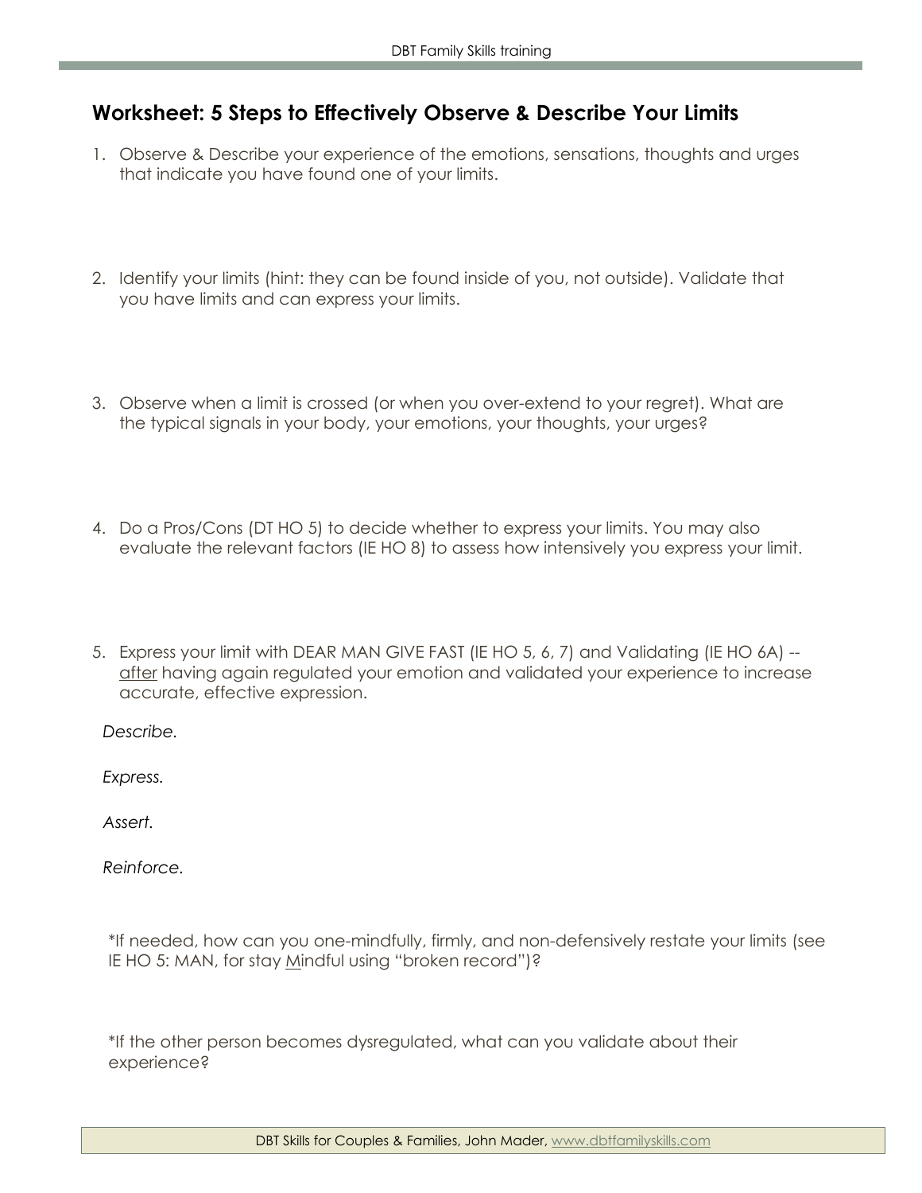## Worksheet: 5 Steps to Effectively Observe & Describe Your Limits

1. Observe & Describe your experience of the emotions, sensations, thoughts and urges that indicate you have found one of your limits.

2. Identify your limits (hint: they can be found inside of you, not outside). Validate that you have limits and can express your limits.

3. Observe when a limit is crossed (or when you over-extend to your regret). What are the typical signals in your body, your emotions, your thoughts, your urges?

4. Do a Pros/Cons (DT HO 5) to decide whether to express your limits. You may also evaluate the relevant factors (IE HO 8) to assess how intensively you express your limit.

5. Express your limit with DEAR MAN GIVE FAST (IE HO 5, 6, 7) and Validating (IE HO 6A) -- <u>after</u> having again regulated your emotion and validated your experience to increase accurate, effective expression.

   *Describe.*

   *Express.*

   *Assert.*

   *Reinforce.*

   *If needed, how can you one-mindfully, firmly, and non-defensively restate your limits (see IE HO 5: MAN, for stay <u>M</u>indful using "broken record")?

   *If the other person becomes dysregulated, what can you validate about their experience?